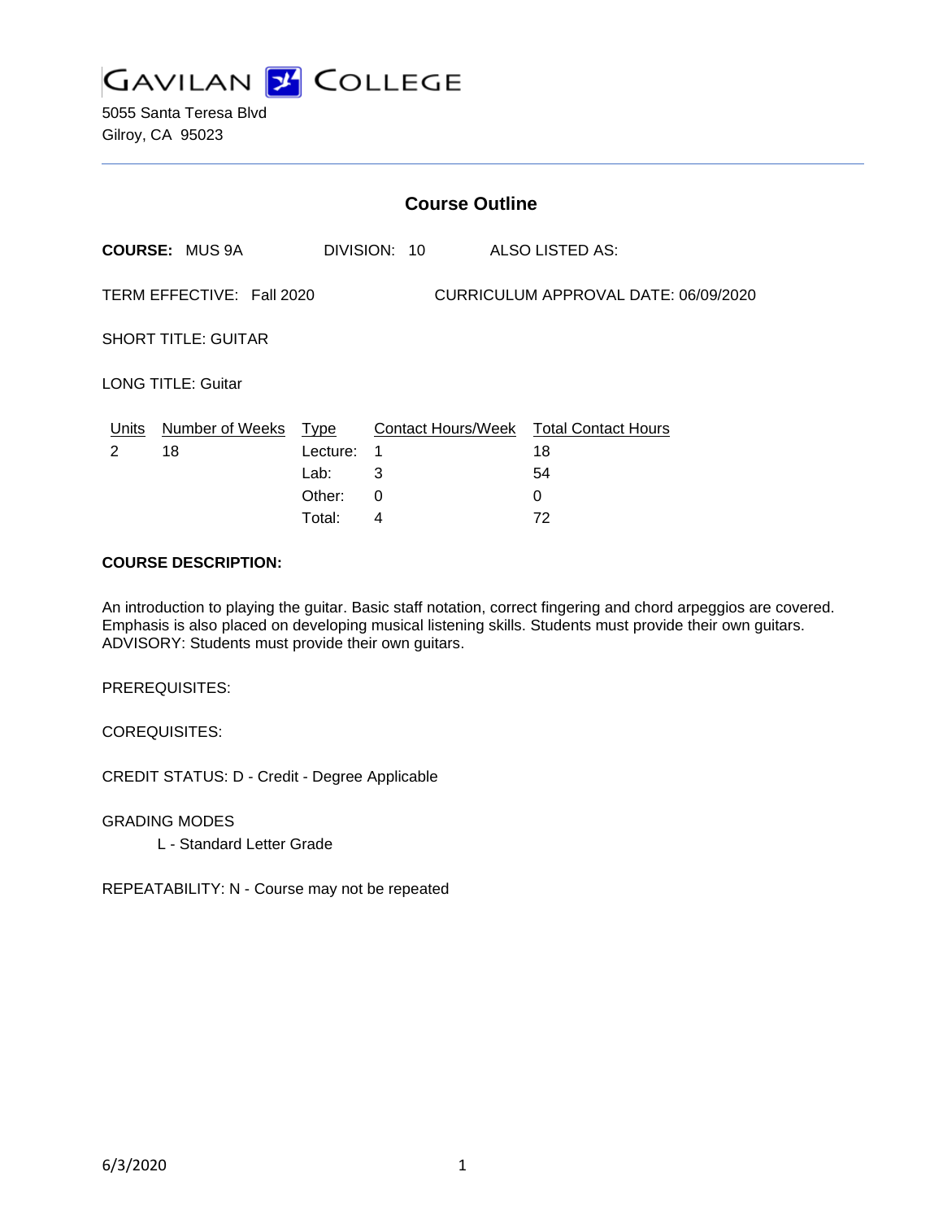# GAVILAN COLLEGE

5055 Santa Teresa Blvd
Gilroy, CA 95023

---

## Course Outline

**COURSE:** MUS 9A DIVISION: 10 ALSO LISTED AS:

TERM EFFECTIVE: Fall 2020 CURRICULUM APPROVAL DATE: 06/09/2020

SHORT TITLE: GUITAR

LONG TITLE: Guitar

| Units | Number of Weeks | Type | Contact Hours/Week | Total Contact Hours |
|---|---|---|---|---|
| 2 | 18 | Lecture: | 1 | 18 |
| | | Lab: | 3 | 54 |
| | | Other: | 0 | 0 |
| | | Total: | 4 | 72 |

**COURSE DESCRIPTION:**

An introduction to playing the guitar. Basic staff notation, correct fingering and chord arpeggios are covered. Emphasis is also placed on developing musical listening skills. Students must provide their own guitars. ADVISORY: Students must provide their own guitars.

PREREQUISITES:

COREQUISITES:

CREDIT STATUS: D - Credit - Degree Applicable

GRADING MODES

L - Standard Letter Grade

REPEATABILITY: N - Course may not be repeated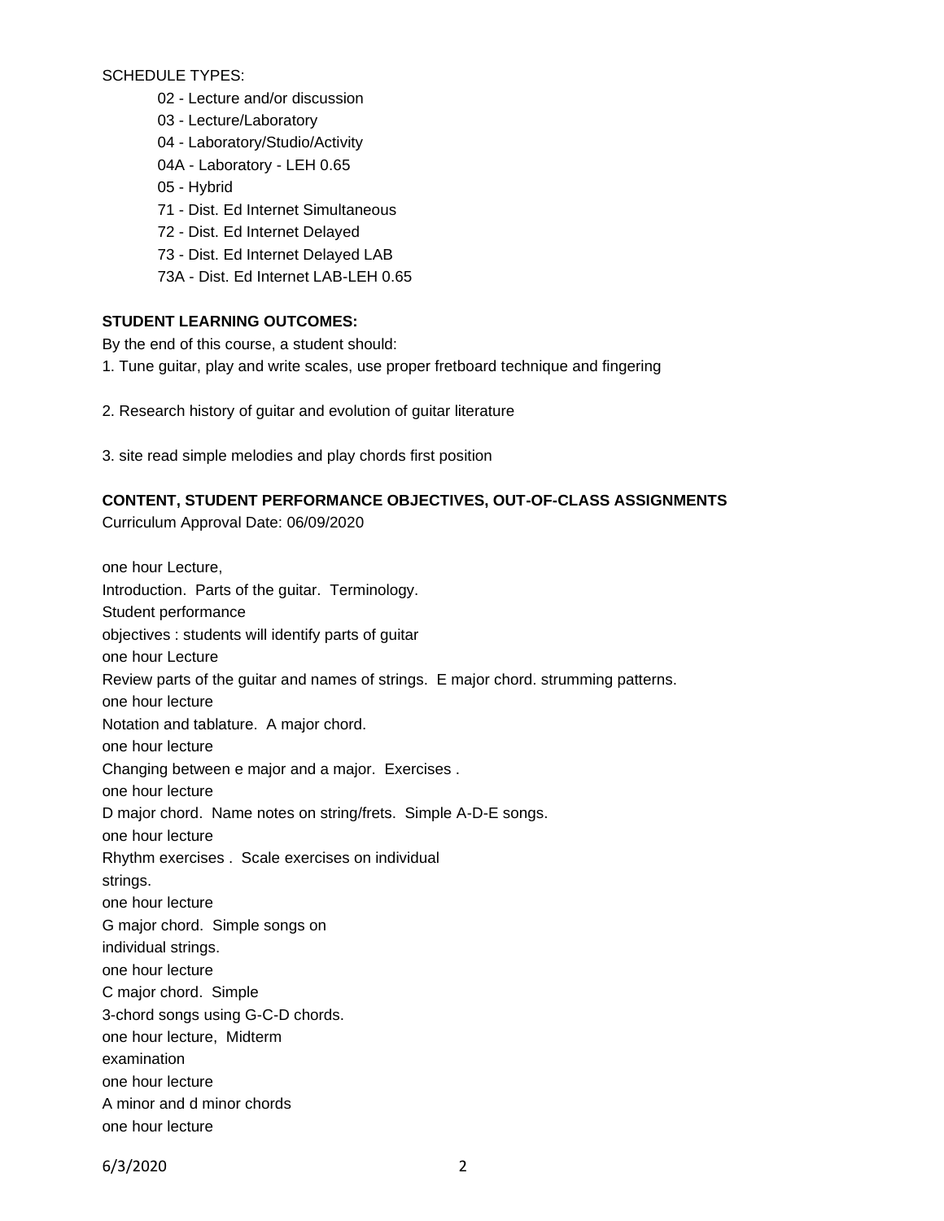SCHEDULE TYPES:

- 02 - Lecture and/or discussion
- 03 - Lecture/Laboratory
- 04 - Laboratory/Studio/Activity
- 04A - Laboratory - LEH 0.65
- 05 - Hybrid
- 71 - Dist. Ed Internet Simultaneous
- 72 - Dist. Ed Internet Delayed
- 73 - Dist. Ed Internet Delayed LAB
- 73A - Dist. Ed Internet LAB-LEH 0.65

**STUDENT LEARNING OUTCOMES:**

By the end of this course, a student should:

1. Tune guitar, play and write scales, use proper fretboard technique and fingering

2. Research history of guitar and evolution of guitar literature

3. site read simple melodies and play chords first position

**CONTENT, STUDENT PERFORMANCE OBJECTIVES, OUT-OF-CLASS ASSIGNMENTS**

Curriculum Approval Date: 06/09/2020

one hour Lecture,
Introduction. Parts of the guitar. Terminology.
Student performance
objectives : students will identify parts of guitar
one hour Lecture
Review parts of the guitar and names of strings. E major chord. strumming patterns.
one hour lecture
Notation and tablature. A major chord.
one hour lecture
Changing between e major and a major. Exercises .
one hour lecture
D major chord. Name notes on string/frets. Simple A-D-E songs.
one hour lecture
Rhythm exercises . Scale exercises on individual
strings.
one hour lecture
G major chord. Simple songs on
individual strings.
one hour lecture
C major chord. Simple
3-chord songs using G-C-D chords.
one hour lecture, Midterm
examination
one hour lecture
A minor and d minor chords
one hour lecture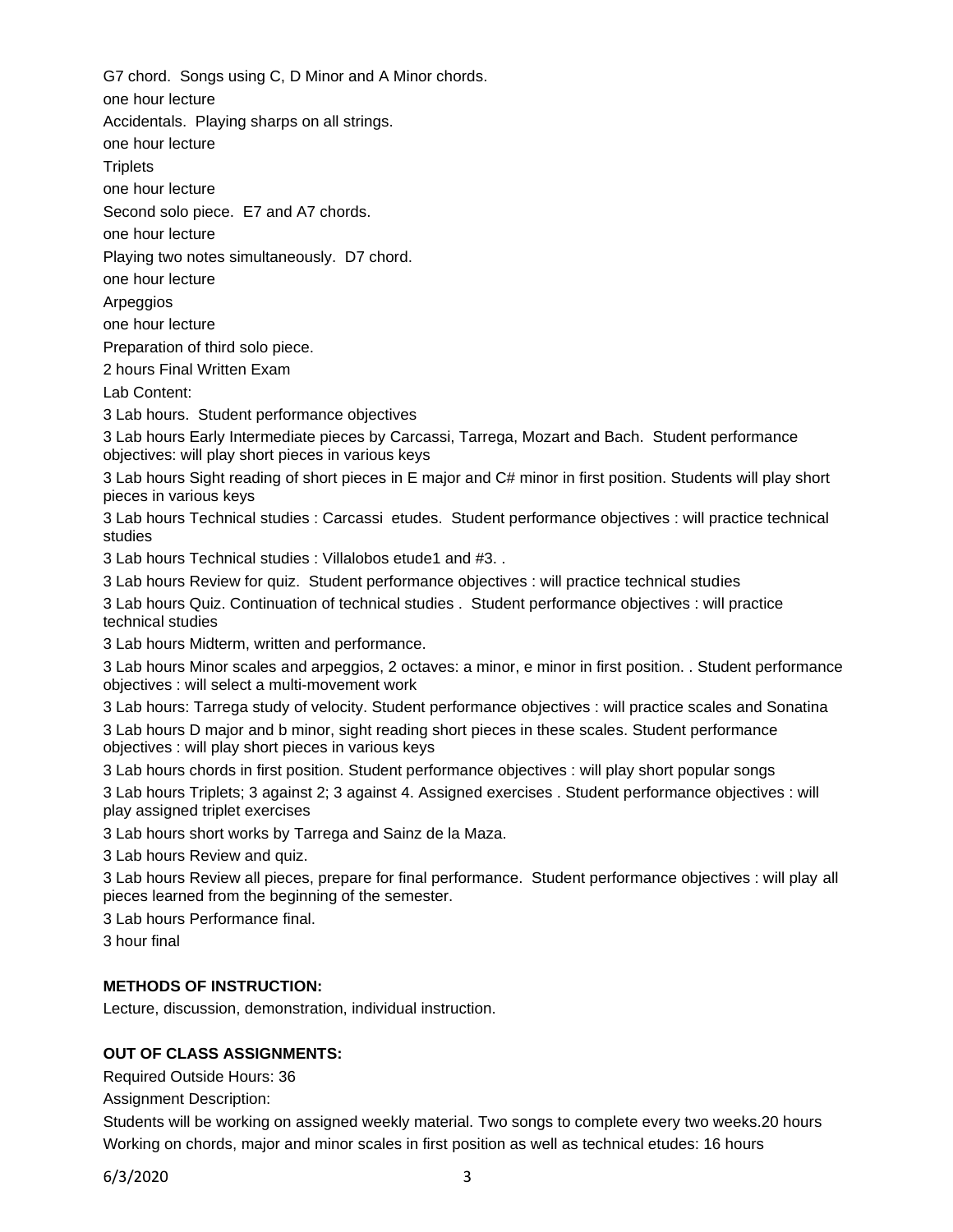G7 chord. Songs using C, D Minor and A Minor chords.

one hour lecture

Accidentals. Playing sharps on all strings.

one hour lecture

Triplets

one hour lecture

Second solo piece. E7 and A7 chords.

one hour lecture

Playing two notes simultaneously. D7 chord.

one hour lecture

Arpeggios

one hour lecture

Preparation of third solo piece.

2 hours Final Written Exam

Lab Content:

3 Lab hours. Student performance objectives

3 Lab hours Early Intermediate pieces by Carcassi, Tarrega, Mozart and Bach. Student performance objectives: will play short pieces in various keys

3 Lab hours Sight reading of short pieces in E major and C# minor in first position. Students will play short pieces in various keys

3 Lab hours Technical studies : Carcassi etudes. Student performance objectives : will practice technical studies

3 Lab hours Technical studies : Villalobos etude1 and #3. .

3 Lab hours Review for quiz. Student performance objectives : will practice technical studies

3 Lab hours Quiz. Continuation of technical studies . Student performance objectives : will practice technical studies

3 Lab hours Midterm, written and performance.

3 Lab hours Minor scales and arpeggios, 2 octaves: a minor, e minor in first position. . Student performance objectives : will select a multi-movement work

3 Lab hours: Tarrega study of velocity. Student performance objectives : will practice scales and Sonatina

3 Lab hours D major and b minor, sight reading short pieces in these scales. Student performance objectives : will play short pieces in various keys

3 Lab hours chords in first position. Student performance objectives : will play short popular songs

3 Lab hours Triplets; 3 against 2; 3 against 4. Assigned exercises . Student performance objectives : will play assigned triplet exercises

3 Lab hours short works by Tarrega and Sainz de la Maza.

3 Lab hours Review and quiz.

3 Lab hours Review all pieces, prepare for final performance. Student performance objectives : will play all pieces learned from the beginning of the semester.

3 Lab hours Performance final.

3 hour final

**METHODS OF INSTRUCTION:**

Lecture, discussion, demonstration, individual instruction.

**OUT OF CLASS ASSIGNMENTS:**

Required Outside Hours: 36

Assignment Description:

Students will be working on assigned weekly material. Two songs to complete every two weeks.20 hours

Working on chords, major and minor scales in first position as well as technical etudes: 16 hours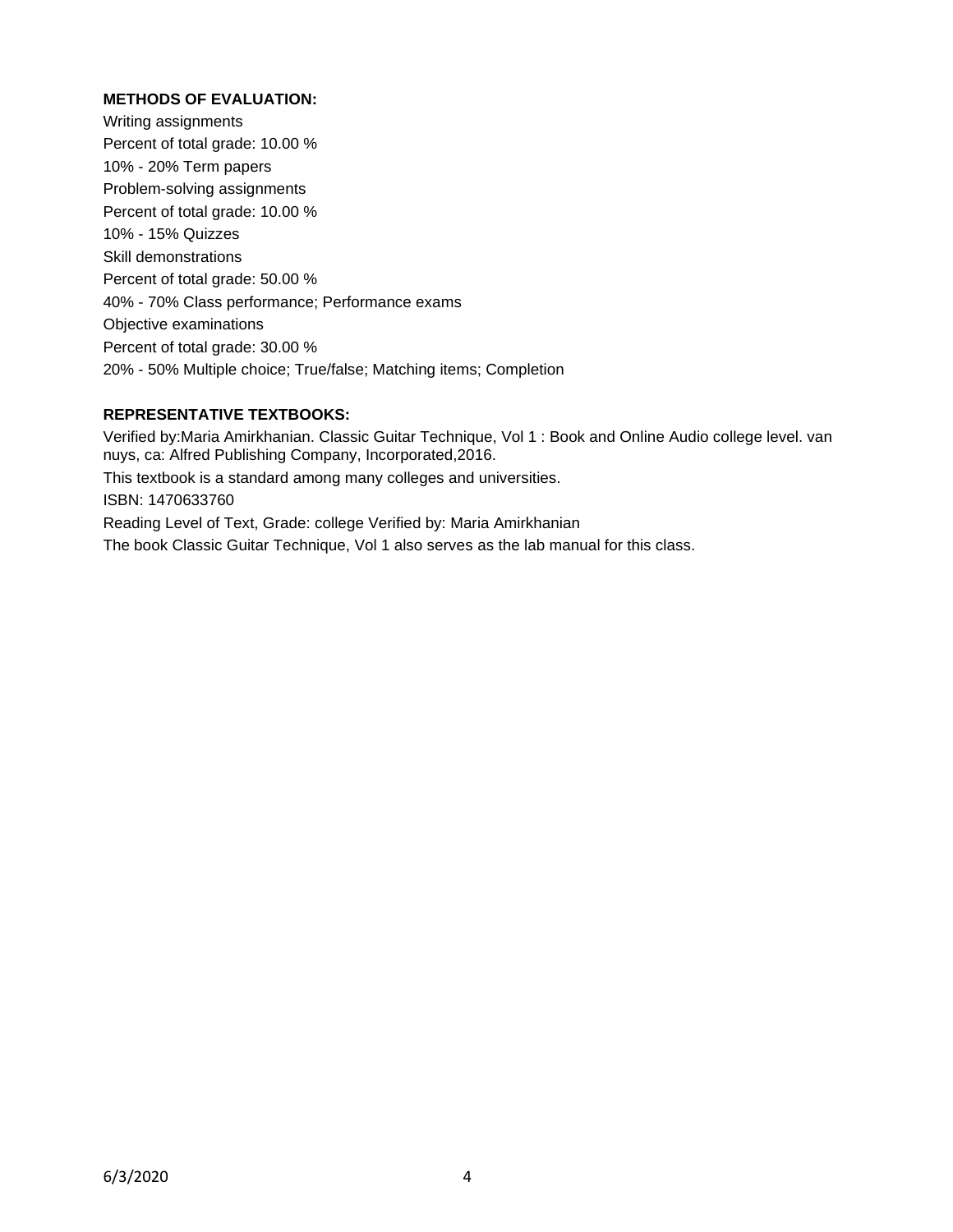**METHODS OF EVALUATION:**

Writing assignments

Percent of total grade: 10.00 %

10% - 20% Term papers

Problem-solving assignments

Percent of total grade: 10.00 %

10% - 15% Quizzes

Skill demonstrations

Percent of total grade: 50.00 %

40% - 70% Class performance; Performance exams

Objective examinations

Percent of total grade: 30.00 %

20% - 50% Multiple choice; True/false; Matching items; Completion

**REPRESENTATIVE TEXTBOOKS:**

Verified by:Maria Amirkhanian. Classic Guitar Technique, Vol 1 : Book and Online Audio college level. van nuys, ca: Alfred Publishing Company, Incorporated,2016.

This textbook is a standard among many colleges and universities.

ISBN: 1470633760

Reading Level of Text, Grade: college Verified by: Maria Amirkhanian

The book Classic Guitar Technique, Vol 1 also serves as the lab manual for this class.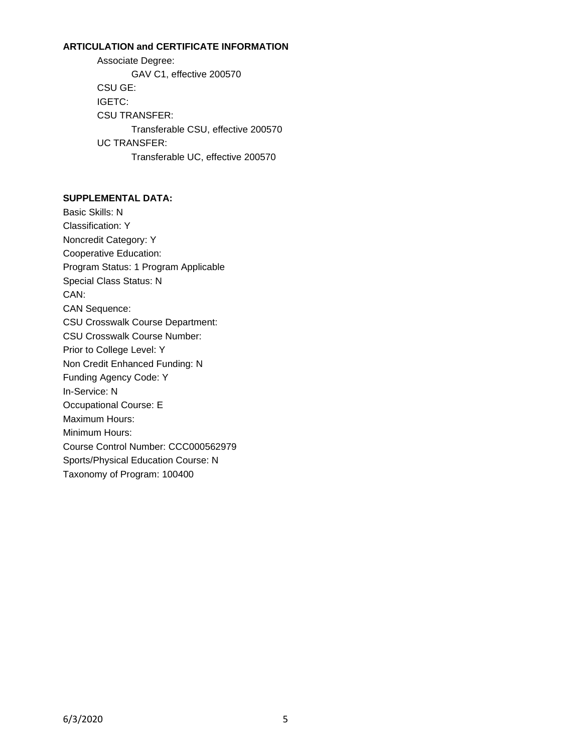**ARTICULATION and CERTIFICATE INFORMATION**

Associate Degree:
    GAV C1, effective 200570
CSU GE:
IGETC:
CSU TRANSFER:
    Transferable CSU, effective 200570
UC TRANSFER:
    Transferable UC, effective 200570

**SUPPLEMENTAL DATA:**

Basic Skills: N
Classification: Y
Noncredit Category: Y
Cooperative Education:
Program Status: 1 Program Applicable
Special Class Status: N
CAN:
CAN Sequence:
CSU Crosswalk Course Department:
CSU Crosswalk Course Number:
Prior to College Level: Y
Non Credit Enhanced Funding: N
Funding Agency Code: Y
In-Service: N
Occupational Course: E
Maximum Hours:
Minimum Hours:
Course Control Number: CCC000562979
Sports/Physical Education Course: N
Taxonomy of Program: 100400